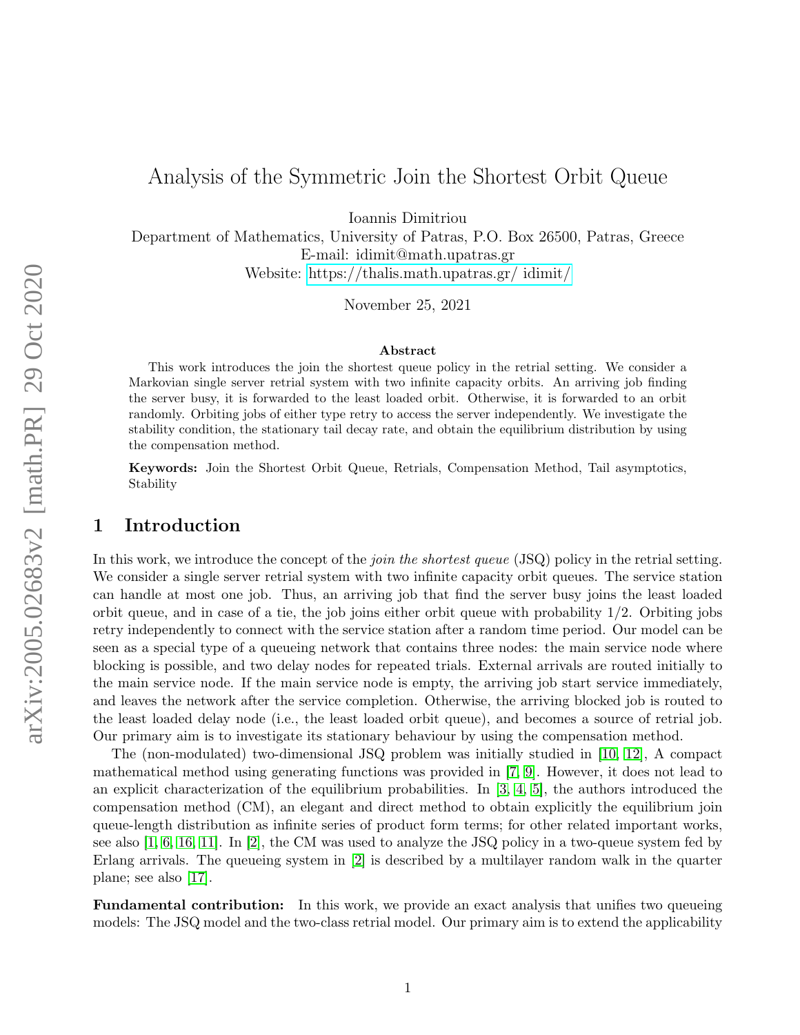# Analysis of the Symmetric Join the Shortest Orbit Queue

Ioannis Dimitriou

Department of Mathematics, University of Patras, P.O. Box 26500, Patras, Greece
E-mail: idimit@math.upatras.gr
Website: https://thalis.math.upatras.gr/ idimit/

November 25, 2021

### Abstract

This work introduces the join the shortest queue policy in the retrial setting. We consider a Markovian single server retrial system with two infinite capacity orbits. An arriving job finding the server busy, it is forwarded to the least loaded orbit. Otherwise, it is forwarded to an orbit randomly. Orbiting jobs of either type retry to access the server independently. We investigate the stability condition, the stationary tail decay rate, and obtain the equilibrium distribution by using the compensation method.

**Keywords:** Join the Shortest Orbit Queue, Retrials, Compensation Method, Tail asymptotics, Stability

## 1 Introduction

In this work, we introduce the concept of the *join the shortest queue* (JSQ) policy in the retrial setting. We consider a single server retrial system with two infinite capacity orbit queues. The service station can handle at most one job. Thus, an arriving job that find the server busy joins the least loaded orbit queue, and in case of a tie, the job joins either orbit queue with probability 1/2. Orbiting jobs retry independently to connect with the service station after a random time period. Our model can be seen as a special type of a queueing network that contains three nodes: the main service node where blocking is possible, and two delay nodes for repeated trials. External arrivals are routed initially to the main service node. If the main service node is empty, the arriving job start service immediately, and leaves the network after the service completion. Otherwise, the arriving blocked job is routed to the least loaded delay node (i.e., the least loaded orbit queue), and becomes a source of retrial job. Our primary aim is to investigate its stationary behaviour by using the compensation method.

The (non-modulated) two-dimensional JSQ problem was initially studied in [10, 12], A compact mathematical method using generating functions was provided in [7, 9]. However, it does not lead to an explicit characterization of the equilibrium probabilities. In [3, 4, 5], the authors introduced the compensation method (CM), an elegant and direct method to obtain explicitly the equilibrium join queue-length distribution as infinite series of product form terms; for other related important works, see also [1, 6, 16, 11]. In [2], the CM was used to analyze the JSQ policy in a two-queue system fed by Erlang arrivals. The queueing system in [2] is described by a multilayer random walk in the quarter plane; see also [17].

**Fundamental contribution:** In this work, we provide an exact analysis that unifies two queueing models: The JSQ model and the two-class retrial model. Our primary aim is to extend the applicability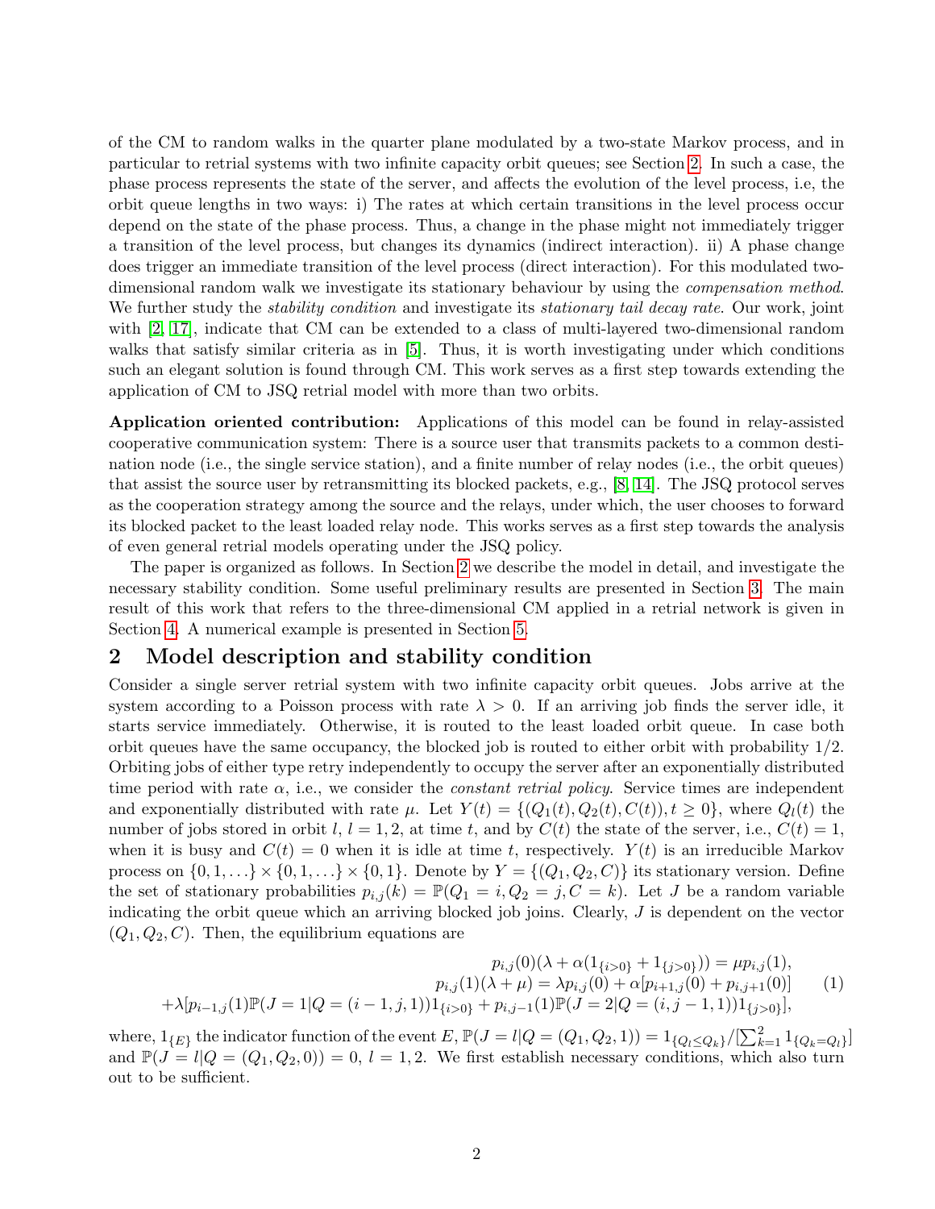of the CM to random walks in the quarter plane modulated by a two-state Markov process, and in particular to retrial systems with two infinite capacity orbit queues; see Section 2. In such a case, the phase process represents the state of the server, and affects the evolution of the level process, i.e, the orbit queue lengths in two ways: i) The rates at which certain transitions in the level process occur depend on the state of the phase process. Thus, a change in the phase might not immediately trigger a transition of the level process, but changes its dynamics (indirect interaction). ii) A phase change does trigger an immediate transition of the level process (direct interaction). For this modulated two-dimensional random walk we investigate its stationary behaviour by using the *compensation method*. We further study the *stability condition* and investigate its *stationary tail decay rate*. Our work, joint with [2, 17], indicate that CM can be extended to a class of multi-layered two-dimensional random walks that satisfy similar criteria as in [5]. Thus, it is worth investigating under which conditions such an elegant solution is found through CM. This work serves as a first step towards extending the application of CM to JSQ retrial model with more than two orbits.

**Application oriented contribution:** Applications of this model can be found in relay-assisted cooperative communication system: There is a source user that transmits packets to a common destination node (i.e., the single service station), and a finite number of relay nodes (i.e., the orbit queues) that assist the source user by retransmitting its blocked packets, e.g., [8, 14]. The JSQ protocol serves as the cooperation strategy among the source and the relays, under which, the user chooses to forward its blocked packet to the least loaded relay node. This works serves as a first step towards the analysis of even general retrial models operating under the JSQ policy.

The paper is organized as follows. In Section 2 we describe the model in detail, and investigate the necessary stability condition. Some useful preliminary results are presented in Section 3. The main result of this work that refers to the three-dimensional CM applied in a retrial network is given in Section 4. A numerical example is presented in Section 5.

## 2 Model description and stability condition

Consider a single server retrial system with two infinite capacity orbit queues. Jobs arrive at the system according to a Poisson process with rate $\lambda > 0$. If an arriving job finds the server idle, it starts service immediately. Otherwise, it is routed to the least loaded orbit queue. In case both orbit queues have the same occupancy, the blocked job is routed to either orbit with probability $1/2$. Orbiting jobs of either type retry independently to occupy the server after an exponentially distributed time period with rate $\alpha$, i.e., we consider the *constant retrial policy*. Service times are independent and exponentially distributed with rate $\mu$. Let $Y(t) = \{(Q_1(t), Q_2(t), C(t)), t \geq 0\}$, where $Q_l(t)$ the number of jobs stored in orbit $l$, $l = 1, 2$, at time $t$, and by $C(t)$ the state of the server, i.e., $C(t) = 1$, when it is busy and $C(t) = 0$ when it is idle at time $t$, respectively. $Y(t)$ is an irreducible Markov process on $\{0, 1, \ldots\} \times \{0, 1, \ldots\} \times \{0, 1\}$. Denote by $Y = \{(Q_1, Q_2, C)\}$ its stationary version. Define the set of stationary probabilities $p_{i,j}(k) = \mathbb{P}(Q_1 = i, Q_2 = j, C = k)$. Let $J$ be a random variable indicating the orbit queue which an arriving blocked job joins. Clearly, $J$ is dependent on the vector $(Q_1, Q_2, C)$. Then, the equilibrium equations are

$$
\begin{aligned}
p_{i,j}(0)(\lambda + \alpha(1_{\{i>0\}} + 1_{\{j>0\}})) &= \mu p_{i,j}(1), \\
p_{i,j}(1)(\lambda + \mu) &= \lambda p_{i,j}(0) + \alpha[p_{i+1,j}(0) + p_{i,j+1}(0)] \\
+\lambda[p_{i-1,j}(1)\mathbb{P}(J = 1|Q = (i-1, j, 1))1_{\{i>0\}} &+ p_{i,j-1}(1)\mathbb{P}(J = 2|Q = (i, j-1, 1))1_{\{j>0\}}],
\end{aligned}
\tag{1}
$$

where, $1_{\{E\}}$ the indicator function of the event $E$, $\mathbb{P}(J = l|Q = (Q_1, Q_2, 1)) = 1_{\{Q_l \leq Q_k\}}/[\sum_{k=1}^{2} 1_{\{Q_k = Q_l\}}]$ and $\mathbb{P}(J = l|Q = (Q_1, Q_2, 0)) = 0$, $l = 1, 2$. We first establish necessary conditions, which also turn out to be sufficient.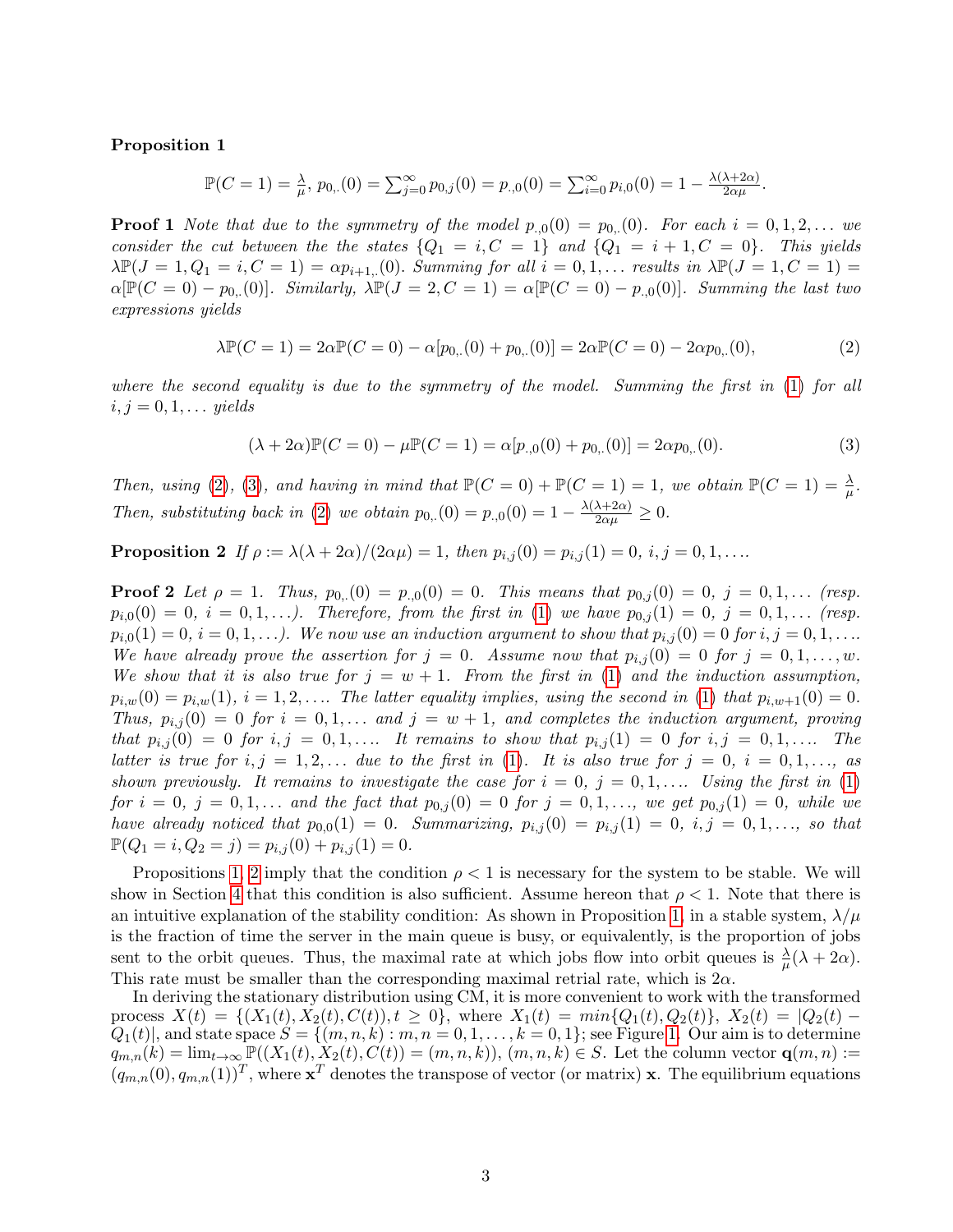**Proposition 1**

$$\mathbb{P}(C=1)=\frac{\lambda}{\mu},\ p_{0,.}(0)=\sum_{j=0}^{\infty}p_{0,j}(0)=p_{.,0}(0)=\sum_{i=0}^{\infty}p_{i,0}(0)=1-\frac{\lambda(\lambda+2\alpha)}{2\alpha\mu}.$$

**Proof 1** *Note that due to the symmetry of the model $p_{.,0}(0)=p_{0,.}(0)$. For each $i=0,1,2,\ldots$ we consider the cut between the the states $\{Q_1=i,C=1\}$ and $\{Q_1=i+1,C=0\}$. This yields $\lambda\mathbb{P}(J=1,Q_1=i,C=1)=\alpha p_{i+1,.}(0)$. Summing for all $i=0,1,\ldots$ results in $\lambda\mathbb{P}(J=1,C=1)=\alpha[\mathbb{P}(C=0)-p_{0,.}(0)]$. Similarly, $\lambda\mathbb{P}(J=2,C=1)=\alpha[\mathbb{P}(C=0)-p_{.,0}(0)]$. Summing the last two expressions yields*

$$\lambda\mathbb{P}(C=1)=2\alpha\mathbb{P}(C=0)-\alpha[p_{0,.}(0)+p_{0,.}(0)]=2\alpha\mathbb{P}(C=0)-2\alpha p_{0,.}(0),\tag{2}$$

*where the second equality is due to the symmetry of the model. Summing the first in (1) for all $i,j=0,1,\ldots$ yields*

$$(\lambda+2\alpha)\mathbb{P}(C=0)-\mu\mathbb{P}(C=1)=\alpha[p_{.,0}(0)+p_{0,.}(0)]=2\alpha p_{0,.}(0).\tag{3}$$

*Then, using (2), (3), and having in mind that $\mathbb{P}(C=0)+\mathbb{P}(C=1)=1$, we obtain $\mathbb{P}(C=1)=\frac{\lambda}{\mu}$. Then, substituting back in (2) we obtain $p_{0,.}(0)=p_{.,0}(0)=1-\frac{\lambda(\lambda+2\alpha)}{2\alpha\mu}\geq 0$.*

**Proposition 2** *If $\rho:=\lambda(\lambda+2\alpha)/(2\alpha\mu)=1$, then $p_{i,j}(0)=p_{i,j}(1)=0$, $i,j=0,1,\ldots$.*

**Proof 2** *Let $\rho=1$. Thus, $p_{0,.}(0)=p_{.,0}(0)=0$. This means that $p_{0,j}(0)=0$, $j=0,1,\ldots$ (resp. $p_{i,0}(0)=0$, $i=0,1,\ldots$). Therefore, from the first in (1) we have $p_{0,j}(1)=0$, $j=0,1,\ldots$ (resp. $p_{i,0}(1)=0$, $i=0,1,\ldots$). We now use an induction argument to show that $p_{i,j}(0)=0$ for $i,j=0,1,\ldots$. We have already prove the assertion for $j=0$. Assume now that $p_{i,j}(0)=0$ for $j=0,1,\ldots,w$. We show that it is also true for $j=w+1$. From the first in (1) and the induction assumption, $p_{i,w}(0)=p_{i,w}(1)$, $i=1,2,\ldots$. The latter equality implies, using the second in (1) that $p_{i,w+1}(0)=0$. Thus, $p_{i,j}(0)=0$ for $i=0,1,\ldots$ and $j=w+1$, and completes the induction argument, proving that $p_{i,j}(0)=0$ for $i,j=0,1,\ldots$. It remains to show that $p_{i,j}(1)=0$ for $i,j=0,1,\ldots$. The latter is true for $i,j=1,2,\ldots$ due to the first in (1). It is also true for $j=0$, $i=0,1,\ldots$, as shown previously. It remains to investigate the case for $i=0$, $j=0,1,\ldots$. Using the first in (1) for $i=0$, $j=0,1,\ldots$ and the fact that $p_{0,j}(0)=0$ for $j=0,1,\ldots$, we get $p_{0,j}(1)=0$, while we have already noticed that $p_{0,0}(1)=0$. Summarizing, $p_{i,j}(0)=p_{i,j}(1)=0$, $i,j=0,1,\ldots$, so that $\mathbb{P}(Q_1=i,Q_2=j)=p_{i,j}(0)+p_{i,j}(1)=0$.*

Propositions 1, 2 imply that the condition $\rho<1$ is necessary for the system to be stable. We will show in Section 4 that this condition is also sufficient. Assume hereon that $\rho<1$. Note that there is an intuitive explanation of the stability condition: As shown in Proposition 1, in a stable system, $\lambda/\mu$ is the fraction of time the server in the main queue is busy, or equivalently, is the proportion of jobs sent to the orbit queues. Thus, the maximal rate at which jobs flow into orbit queues is $\frac{\lambda}{\mu}(\lambda+2\alpha)$. This rate must be smaller than the corresponding maximal retrial rate, which is $2\alpha$.

In deriving the stationary distribution using CM, it is more convenient to work with the transformed process $X(t)=\{(X_1(t),X_2(t),C(t)),t\geq 0\}$, where $X_1(t)=min\{Q_1(t),Q_2(t)\}$, $X_2(t)=|Q_2(t)-Q_1(t)|$, and state space $S=\{(m,n,k):m,n=0,1,\ldots,k=0,1\}$; see Figure 1. Our aim is to determine $q_{m,n}(k)=\lim_{t\to\infty}\mathbb{P}((X_1(t),X_2(t),C(t))=(m,n,k))$, $(m,n,k)\in S$. Let the column vector $\mathbf{q}(m,n):=(q_{m,n}(0),q_{m,n}(1))^T$, where $\mathbf{x}^T$ denotes the transpose of vector (or matrix) $\mathbf{x}$. The equilibrium equations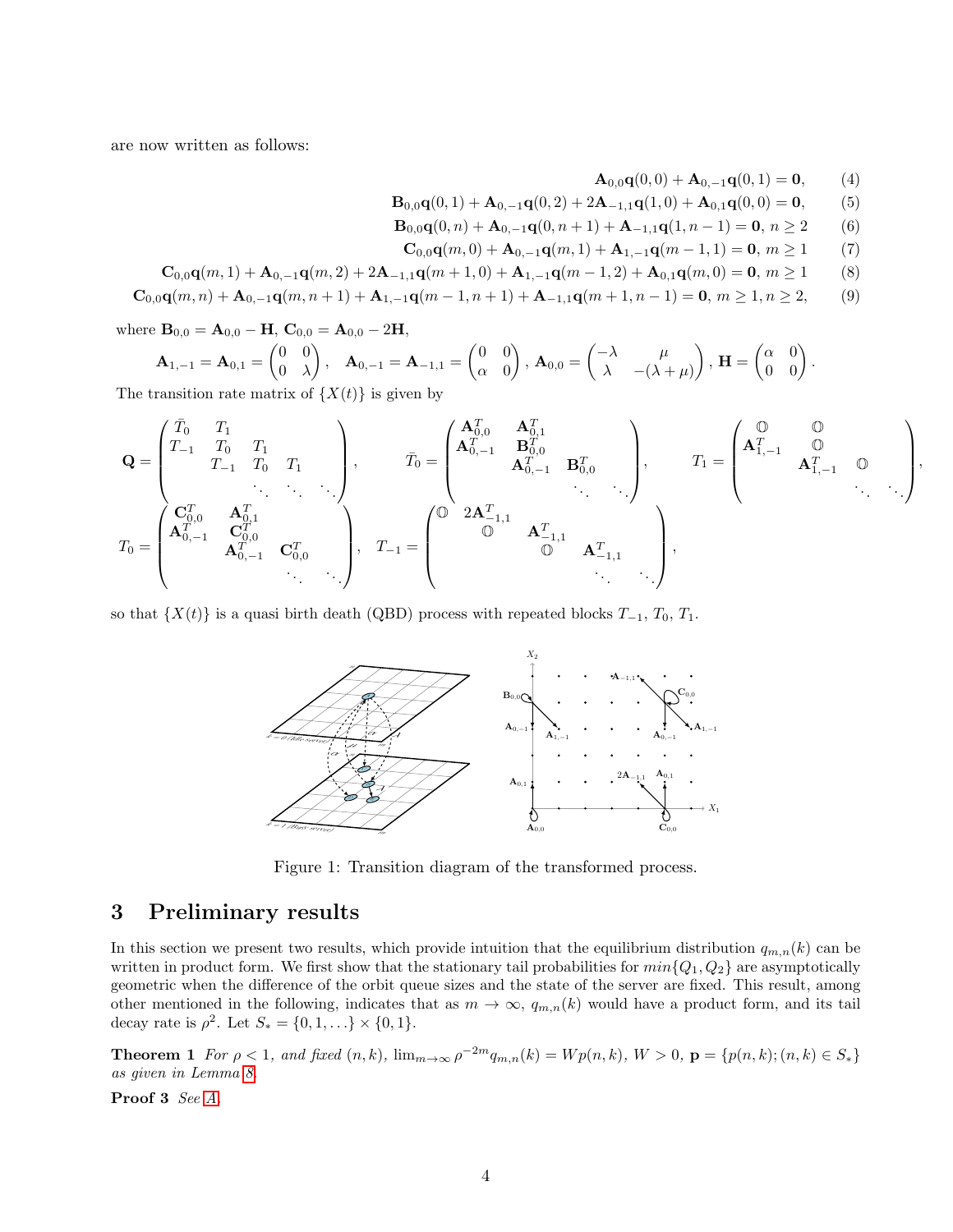are now written as follows:

$$\mathbf{A}_{0,0}\mathbf{q}(0,0)+\mathbf{A}_{0,-1}\mathbf{q}(0,1)=\mathbf{0}, \tag{4}$$

$$\mathbf{B}_{0,0}\mathbf{q}(0,1)+\mathbf{A}_{0,-1}\mathbf{q}(0,2)+2\mathbf{A}_{-1,1}\mathbf{q}(1,0)+\mathbf{A}_{0,1}\mathbf{q}(0,0)=\mathbf{0}, \tag{5}$$

$$\mathbf{B}_{0,0}\mathbf{q}(0,n)+\mathbf{A}_{0,-1}\mathbf{q}(0,n+1)+\mathbf{A}_{-1,1}\mathbf{q}(1,n-1)=\mathbf{0},\ n\geq 2 \tag{6}$$

$$\mathbf{C}_{0,0}\mathbf{q}(m,0)+\mathbf{A}_{0,-1}\mathbf{q}(m,1)+\mathbf{A}_{1,-1}\mathbf{q}(m-1,1)=\mathbf{0},\ m\geq 1 \tag{7}$$

$$\mathbf{C}_{0,0}\mathbf{q}(m,1)+\mathbf{A}_{0,-1}\mathbf{q}(m,2)+2\mathbf{A}_{-1,1}\mathbf{q}(m+1,0)+\mathbf{A}_{1,-1}\mathbf{q}(m-1,2)+\mathbf{A}_{0,1}\mathbf{q}(m,0)=\mathbf{0},\ m\geq 1 \tag{8}$$

$$\mathbf{C}_{0,0}\mathbf{q}(m,n)+\mathbf{A}_{0,-1}\mathbf{q}(m,n+1)+\mathbf{A}_{1,-1}\mathbf{q}(m-1,n+1)+\mathbf{A}_{-1,1}\mathbf{q}(m+1,n-1)=\mathbf{0},\ m\geq 1, n\geq 2, \tag{9}$$

where $\mathbf{B}_{0,0}=\mathbf{A}_{0,0}-\mathbf{H}$, $\mathbf{C}_{0,0}=\mathbf{A}_{0,0}-2\mathbf{H}$,

$$\mathbf{A}_{1,-1}=\mathbf{A}_{0,1}=\begin{pmatrix}0&0\\0&\lambda\end{pmatrix},\quad \mathbf{A}_{0,-1}=\mathbf{A}_{-1,1}=\begin{pmatrix}0&0\\\alpha&0\end{pmatrix},\ \mathbf{A}_{0,0}=\begin{pmatrix}-\lambda&\mu\\\lambda&-(\lambda+\mu)\end{pmatrix},\ \mathbf{H}=\begin{pmatrix}\alpha&0\\0&0\end{pmatrix}.$$

The transition rate matrix of $\{X(t)\}$ is given by

$$\mathbf{Q}=\begin{pmatrix}\bar{T}_0&T_1&&&\\T_{-1}&T_0&T_1&&\\&T_{-1}&T_0&T_1&\\&&\ddots&\ddots&\ddots\end{pmatrix},\qquad \bar{T}_0=\begin{pmatrix}\mathbf{A}_{0,0}^T&\mathbf{A}_{0,1}^T&&\\\mathbf{A}_{0,-1}^T&\mathbf{B}_{0,0}^T&&\\&\mathbf{A}_{0,-1}^T&\mathbf{B}_{0,0}^T&\\&&\ddots&\ddots\end{pmatrix},\qquad T_1=\begin{pmatrix}\mathbb{O}&\mathbb{O}&&\\\mathbf{A}_{1,-1}^T&\mathbb{O}&&\\&\mathbf{A}_{1,-1}^T&\mathbb{O}&\\&&\ddots&\ddots\end{pmatrix},$$

$$T_0=\begin{pmatrix}\mathbf{C}_{0,0}^T&\mathbf{A}_{0,1}^T&&\\\mathbf{A}_{0,-1}^T&\mathbf{C}_{0,0}^T&&\\&\mathbf{A}_{0,-1}^T&\mathbf{C}_{0,0}^T&\\&&\ddots&\ddots\end{pmatrix},\quad T_{-1}=\begin{pmatrix}\mathbb{O}&2\mathbf{A}_{-1,1}^T&&\\&\mathbb{O}&\mathbf{A}_{-1,1}^T&\\&&\mathbb{O}&\mathbf{A}_{-1,1}^T\\&&&\ddots&\ddots\end{pmatrix},$$

so that $\{X(t)\}$ is a quasi birth death (QBD) process with repeated blocks $T_{-1}$, $T_0$, $T_1$.

Figure 1: Transition diagram of the transformed process.

## 3 Preliminary results

In this section we present two results, which provide intuition that the equilibrium distribution $q_{m,n}(k)$ can be written in product form. We first show that the stationary tail probabilities for $min\{Q_1,Q_2\}$ are asymptotically geometric when the difference of the orbit queue sizes and the state of the server are fixed. This result, among other mentioned in the following, indicates that as $m\to\infty$, $q_{m,n}(k)$ would have a product form, and its tail decay rate is $\rho^2$. Let $S_*=\{0,1,\dots\}\times\{0,1\}$.

**Theorem 1** *For $\rho<1$, and fixed $(n,k)$, $\lim_{m\to\infty}\rho^{-2m}q_{m,n}(k)=Wp(n,k)$, $W>0$, $\mathbf{p}=\{p(n,k);(n,k)\in S_*\}$ as given in Lemma 8.*

**Proof 3** *See A.*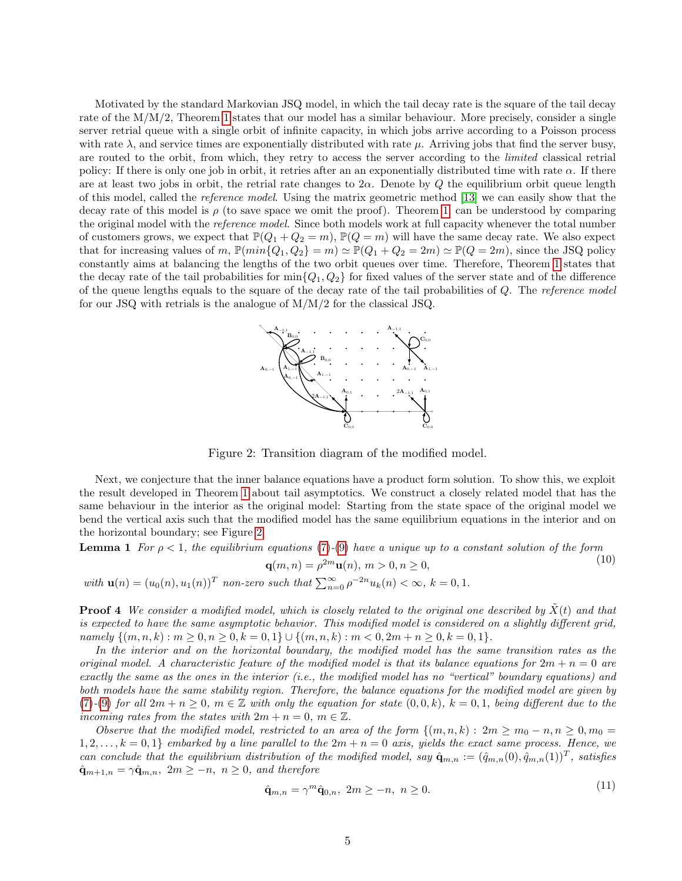Motivated by the standard Markovian JSQ model, in which the tail decay rate is the square of the tail decay rate of the M/M/2, Theorem 1 states that our model has a similar behaviour. More precisely, consider a single server retrial queue with a single orbit of infinite capacity, in which jobs arrive according to a Poisson process with rate $\lambda$, and service times are exponentially distributed with rate $\mu$. Arriving jobs that find the server busy, are routed to the orbit, from which, they retry to access the server according to the *limited* classical retrial policy: If there is only one job in orbit, it retries after an an exponentially distributed time with rate $\alpha$. If there are at least two jobs in orbit, the retrial rate changes to $2\alpha$. Denote by $Q$ the equilibrium orbit queue length of this model, called the *reference model*. Using the matrix geometric method [13] we can easily show that the decay rate of this model is $\rho$ (to save space we omit the proof). Theorem 1 can be understood by comparing the original model with the *reference model*. Since both models work at full capacity whenever the total number of customers grows, we expect that $\mathbb{P}(Q_1 + Q_2 = m)$, $\mathbb{P}(Q = m)$ will have the same decay rate. We also expect that for increasing values of $m$, $\mathbb{P}(min\{Q_1, Q_2\} = m) \simeq \mathbb{P}(Q_1 + Q_2 = 2m) \simeq \mathbb{P}(Q = 2m)$, since the JSQ policy constantly aims at balancing the lengths of the two orbit queues over time. Therefore, Theorem 1 states that the decay rate of the tail probabilities for $\min\{Q_1, Q_2\}$ for fixed values of the server state and of the difference of the queue lengths equals to the square of the decay rate of the tail probabilities of $Q$. The *reference model* for our JSQ with retrials is the analogue of M/M/2 for the classical JSQ.

Figure 2: Transition diagram of the modified model.

Next, we conjecture that the inner balance equations have a product form solution. To show this, we exploit the result developed in Theorem 1 about tail asymptotics. We construct a closely related model that has the same behaviour in the interior as the original model: Starting from the state space of the original model we bend the vertical axis such that the modified model has the same equilibrium equations in the interior and on the horizontal boundary; see Figure 2.

**Lemma 1** *For $\rho < 1$, the equilibrium equations (7)-(9) have a unique up to a constant solution of the form*

$$\mathbf{q}(m, n) = \rho^{2m} \mathbf{u}(n), \; m > 0, n \geq 0, \tag{10}$$

*with $\mathbf{u}(n) = (u_0(n), u_1(n))^T$ non-zero such that $\sum_{n=0}^{\infty} \rho^{-2n} u_k(n) < \infty$, $k = 0, 1$.*

**Proof 4** *We consider a modified model, which is closely related to the original one described by $\tilde{X}(t)$ and that is expected to have the same asymptotic behavior. This modified model is considered on a slightly different grid, namely $\{(m, n, k) : m \geq 0, n \geq 0, k = 0, 1\} \cup \{(m, n, k) : m < 0, 2m + n \geq 0, k = 0, 1\}$.*

*In the interior and on the horizontal boundary, the modified model has the same transition rates as the original model. A characteristic feature of the modified model is that its balance equations for $2m + n = 0$ are exactly the same as the ones in the interior (i.e., the modified model has no "vertical" boundary equations) and both models have the same stability region. Therefore, the balance equations for the modified model are given by (7)-(9) for all $2m + n \geq 0$, $m \in \mathbb{Z}$ with only the equation for state $(0, 0, k)$, $k = 0, 1$, being different due to the incoming rates from the states with $2m + n = 0$, $m \in \mathbb{Z}$.*

*Observe that the modified model, restricted to an area of the form $\{(m, n, k) : 2m \geq m_0 - n, n \geq 0, m_0 = 1, 2, \ldots, k = 0, 1\}$ embarked by a line parallel to the $2m + n = 0$ axis, yields the exact same process. Hence, we can conclude that the equilibrium distribution of the modified model, say $\hat{\mathbf{q}}_{m,n} := (\hat{q}_{m,n}(0), \hat{q}_{m,n}(1))^T$, satisfies $\hat{\mathbf{q}}_{m+1,n} = \gamma \hat{\mathbf{q}}_{m,n}$, $2m \geq -n$, $n \geq 0$, and therefore*

$$\hat{\mathbf{q}}_{m,n} = \gamma^m \hat{\mathbf{q}}_{0,n}, \; 2m \geq -n, \; n \geq 0. \tag{11}$$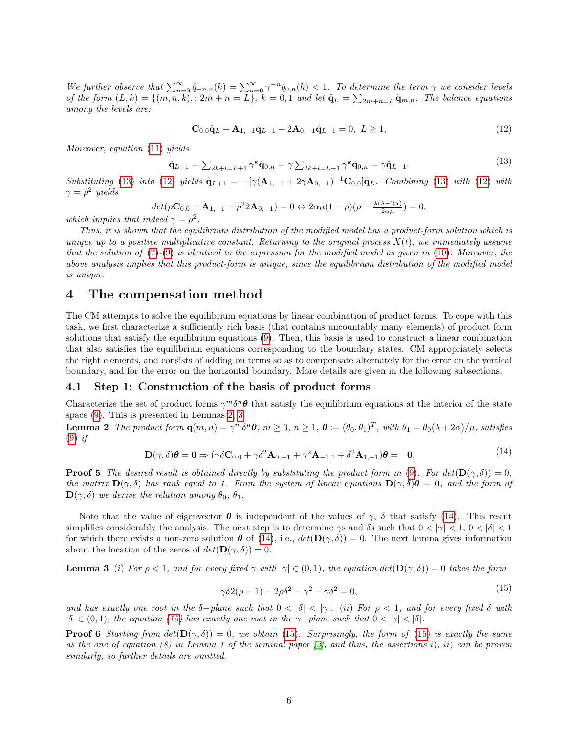*We further observe that* $\sum_{n=0}^{\infty}\hat{q}_{-n,n}(k)=\sum_{n=0}^{\infty}\gamma^{-n}\hat{q}_{0,n}(h)<1$. *To determine the term* $\gamma$ *we consider levels of the form* $(L,k)=\{(m,n,k),: 2m+n=L\}$, $k=0,1$ *and let* $\hat{\mathbf{q}}_L=\sum_{2m+n=L}\hat{\mathbf{q}}_{m,n}$. *The balance equations among the levels are:*

$$\mathbf{C}_{0,0}\hat{\mathbf{q}}_L+\mathbf{A}_{1,-1}\hat{\mathbf{q}}_{L-1}+2\mathbf{A}_{0,-1}\hat{\mathbf{q}}_{L+1}=0,\ L\geq 1, \tag{12}$$

*Moreover, equation (11) yields*

$$\hat{\mathbf{q}}_{L+1}=\sum_{2k+l=L+1}\gamma^{k}\hat{\mathbf{q}}_{0,n}=\gamma\sum_{2k+l=L-1}\gamma^{k}\hat{\mathbf{q}}_{0,n}=\gamma\hat{\mathbf{q}}_{L-1}. \tag{13}$$

*Substituting (13) into (12) yields* $\hat{\mathbf{q}}_{L+1}=-[\gamma(\mathbf{A}_{1,-1}+2\gamma\mathbf{A}_{0,-1})^{-1}\mathbf{C}_{0,0}]\hat{\mathbf{q}}_L$. *Combining (13) with (12) with* $\gamma=\rho^2$ *yields*

$$det(\rho\mathbf{C}_{0,0}+\mathbf{A}_{1,-1}+\rho^2 2\mathbf{A}_{0,-1})=0\Leftrightarrow 2\alpha\mu(1-\rho)(\rho-\tfrac{\lambda(\lambda+2\alpha)}{2\alpha\mu})=0,$$

*which implies that indeed* $\gamma=\rho^2$.

*Thus, it is shown that the equilibrium distribution of the modified model has a product-form solution which is unique up to a positive multiplicative constant. Returning to the original process* $X(t)$, *we immediately assume that the solution of (7)-(9) is identical to the expression for the modified model as given in (10). Moreover, the above analysis implies that this product-form is unique, since the equilibrium distribution of the modified model is unique.*

# 4 The compensation method

The CM attempts to solve the equilibrium equations by linear combination of product forms. To cope with this task, we first characterize a sufficiently rich basis (that contains uncountably many elements) of product form solutions that satisfy the equilibrium equations (9). Then, this basis is used to construct a linear combination that also satisfies the equilibrium equations corresponding to the boundary states. CM appropriately selects the right elements, and consists of adding on terms so as to compensate alternately for the error on the vertical boundary, and for the error on the horizontal boundary. More details are given in the following subsections.

## 4.1 Step 1: Construction of the basis of product forms

Characterize the set of product forms $\gamma^m\delta^n\boldsymbol{\theta}$ that satisfy the equilibrium equations at the interior of the state space (9). This is presented in Lemmas 2, 3.

**Lemma 2** *The product form* $\mathbf{q}(m,n)=\gamma^m\delta^n\boldsymbol{\theta}$, $m\geq 0$, $n\geq 1$, $\boldsymbol{\theta}:=(\theta_0,\theta_1)^T$, *with* $\theta_1=\theta_0(\lambda+2\alpha)/\mu$, *satisfies (9) if*

$$\mathbf{D}(\gamma,\delta)\boldsymbol{\theta}=\mathbf{0}\Rightarrow(\gamma\delta\mathbf{C}_{0,0}+\gamma\delta^2\mathbf{A}_{0,-1}+\gamma^2\mathbf{A}_{-1,1}+\delta^2\mathbf{A}_{1,-1})\boldsymbol{\theta}=\ \ \mathbf{0}, \tag{14}$$

**Proof 5** *The desired result is obtained directly by substituting the product form in (9). For* $det(\mathbf{D}(\gamma,\delta))=0$, *the matrix* $\mathbf{D}(\gamma,\delta)$ *has rank equal to 1. From the system of linear equations* $\mathbf{D}(\gamma,\delta)\boldsymbol{\theta}=\mathbf{0}$, *and the form of* $\mathbf{D}(\gamma,\delta)$ *we derive the relation among* $\theta_0$, $\theta_1$.

Note that the value of eigenvector $\boldsymbol{\theta}$ is independent of the values of $\gamma$, $\delta$ that satisfy (14). This result simplifies considerably the analysis. The next step is to determine $\gamma$s and $\delta$s such that $0<|\gamma|<1$, $0<|\delta|<1$ for which there exists a non-zero solution $\boldsymbol{\theta}$ of (14), i.e., $det(\mathbf{D}(\gamma,\delta))=0$. The next lemma gives information about the location of the zeros of $det(\mathbf{D}(\gamma,\delta))=0$.

**Lemma 3** *(i) For* $\rho<1$, *and for every fixed* $\gamma$ *with* $|\gamma|\in(0,1)$, *the equation* $det(\mathbf{D}(\gamma,\delta))=0$ *takes the form*

$$\gamma\delta 2(\rho+1)-2\rho\delta^2-\gamma^2-\gamma\delta^2=0, \tag{15}$$

*and has exactly one root in the* $\delta-$*plane such that* $0<|\delta|<|\gamma|$. *(ii) For* $\rho<1$, *and for every fixed* $\delta$ *with* $|\delta|\in(0,1)$, *the equation (15) has exactly one root in the* $\gamma-$*plane such that* $0<|\gamma|<|\delta|$.

**Proof 6** *Starting from* $det(\mathbf{D}(\gamma,\delta))=0$, *we obtain (15). Surprisingly, the form of (15) is exactly the same as the one of equation (8) in Lemma 1 of the seminal paper [3], and thus, the assertions i), ii) can be proven similarly, so further details are omitted.*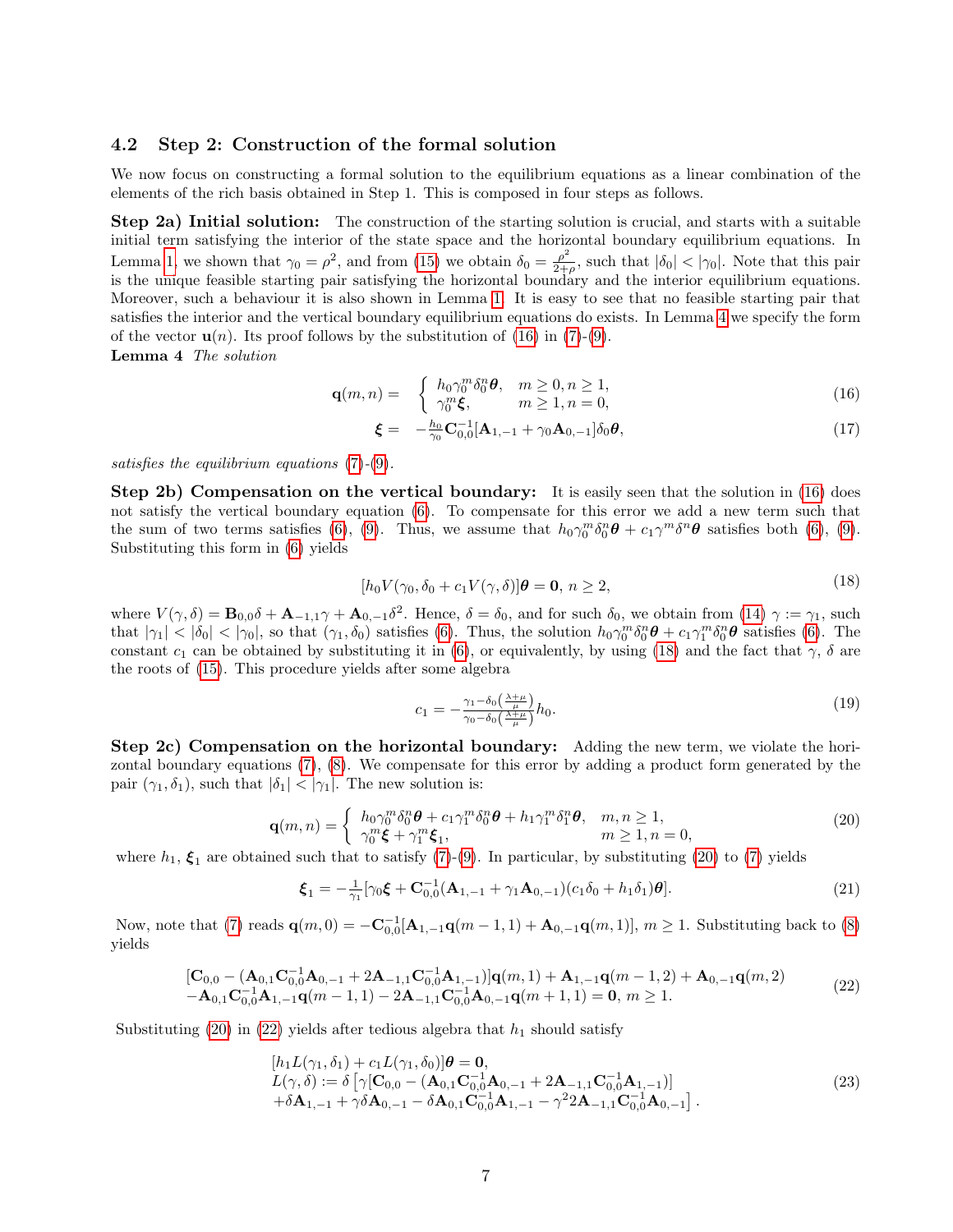### 4.2 Step 2: Construction of the formal solution

We now focus on constructing a formal solution to the equilibrium equations as a linear combination of the elements of the rich basis obtained in Step 1. This is composed in four steps as follows.

**Step 2a) Initial solution:** The construction of the starting solution is crucial, and starts with a suitable initial term satisfying the interior of the state space and the horizontal boundary equilibrium equations. In Lemma 1, we shown that $\gamma_0=\rho^2$, and from (15) we obtain $\delta_0=\frac{\rho^2}{2+\rho}$, such that $|\delta_0|<|\gamma_0|$. Note that this pair is the unique feasible starting pair satisfying the horizontal boundary and the interior equilibrium equations. Moreover, such a behaviour it is also shown in Lemma 1. It is easy to see that no feasible starting pair that satisfies the interior and the vertical boundary equilibrium equations do exists. In Lemma 4 we specify the form of the vector $\mathbf{u}(n)$. Its proof follows by the substitution of (16) in (7)-(9).

**Lemma 4** *The solution*

$$
\begin{aligned}
\mathbf{q}(m,n)=&\quad\left\{\begin{array}{ll} h_0\gamma_0^m\delta_0^n\boldsymbol{\theta}, & m\geq 0, n\geq 1,\\ \gamma_0^m\boldsymbol{\xi}, & m\geq 1, n=0,\end{array}\right. \qquad (16)\\
\boldsymbol{\xi}=&\quad -\tfrac{h_0}{\gamma_0}\mathbf{C}_{0,0}^{-1}[\mathbf{A}_{1,-1}+\gamma_0\mathbf{A}_{0,-1}]\delta_0\boldsymbol{\theta}, \qquad (17)
\end{aligned}
$$

*satisfies the equilibrium equations (7)-(9).*

**Step 2b) Compensation on the vertical boundary:** It is easily seen that the solution in (16) does not satisfy the vertical boundary equation (6). To compensate for this error we add a new term such that the sum of two terms satisfies (6), (9). Thus, we assume that $h_0\gamma_0^m\delta_0^n\boldsymbol{\theta}+c_1\gamma^m\delta^n\boldsymbol{\theta}$ satisfies both (6), (9). Substituting this form in (6) yields

$$
[h_0V(\gamma_0,\delta_0+c_1V(\gamma,\delta)]\boldsymbol{\theta}=\mathbf{0},\ n\geq 2, \qquad (18)
$$

where $V(\gamma,\delta)=\mathbf{B}_{0,0}\delta+\mathbf{A}_{-1,1}\gamma+\mathbf{A}_{0,-1}\delta^2$. Hence, $\delta=\delta_0$, and for such $\delta_0$, we obtain from (14) $\gamma:=\gamma_1$, such that $|\gamma_1|<|\delta_0|<|\gamma_0|$, so that $(\gamma_1,\delta_0)$ satisfies (6). Thus, the solution $h_0\gamma_0^m\delta_0^n\boldsymbol{\theta}+c_1\gamma_1^m\delta_0^n\boldsymbol{\theta}$ satisfies (6). The constant $c_1$ can be obtained by substituting it in (6), or equivalently, by using (18) and the fact that $\gamma$, $\delta$ are the roots of (15). This procedure yields after some algebra

$$
c_1=-\frac{\gamma_1-\delta_0\left(\frac{\lambda+\mu}{\mu}\right)}{\gamma_0-\delta_0\left(\frac{\lambda+\mu}{\mu}\right)}h_0. \qquad (19)
$$

**Step 2c) Compensation on the horizontal boundary:** Adding the new term, we violate the horizontal boundary equations (7), (8). We compensate for this error by adding a product form generated by the pair $(\gamma_1,\delta_1)$, such that $|\delta_1|<|\gamma_1|$. The new solution is:

$$
\mathbf{q}(m,n)=\left\{\begin{array}{ll} h_0\gamma_0^m\delta_0^n\boldsymbol{\theta}+c_1\gamma_1^m\delta_0^n\boldsymbol{\theta}+h_1\gamma_1^m\delta_1^n\boldsymbol{\theta}, & m,n\geq 1,\\ \gamma_0^m\boldsymbol{\xi}+\gamma_1^m\boldsymbol{\xi}_1, & m\geq 1, n=0,\end{array}\right. \qquad (20)
$$

where $h_1$, $\boldsymbol{\xi}_1$ are obtained such that to satisfy (7)-(9). In particular, by substituting (20) to (7) yields

$$
\boldsymbol{\xi}_1=-\tfrac{1}{\gamma_1}[\gamma_0\boldsymbol{\xi}+\mathbf{C}_{0,0}^{-1}(\mathbf{A}_{1,-1}+\gamma_1\mathbf{A}_{0,-1})(c_1\delta_0+h_1\delta_1)\boldsymbol{\theta}]. \qquad (21)
$$

Now, note that (7) reads $\mathbf{q}(m,0)=-\mathbf{C}_{0,0}^{-1}[\mathbf{A}_{1,-1}\mathbf{q}(m-1,1)+\mathbf{A}_{0,-1}\mathbf{q}(m,1)]$, $m\geq 1$. Substituting back to (8) yields

$$
\begin{array}{l}
[\mathbf{C}_{0,0}-(\mathbf{A}_{0,1}\mathbf{C}_{0,0}^{-1}\mathbf{A}_{0,-1}+2\mathbf{A}_{-1,1}\mathbf{C}_{0,0}^{-1}\mathbf{A}_{1,-1})]\mathbf{q}(m,1)+\mathbf{A}_{1,-1}\mathbf{q}(m-1,2)+\mathbf{A}_{0,-1}\mathbf{q}(m,2)\\
-\mathbf{A}_{0,1}\mathbf{C}_{0,0}^{-1}\mathbf{A}_{1,-1}\mathbf{q}(m-1,1)-2\mathbf{A}_{-1,1}\mathbf{C}_{0,0}^{-1}\mathbf{A}_{0,-1}\mathbf{q}(m+1,1)=\mathbf{0},\ m\geq 1.
\end{array} \qquad (22)
$$

Substituting (20) in (22) yields after tedious algebra that $h_1$ should satisfy

$$
\begin{array}{l}
[h_1L(\gamma_1,\delta_1)+c_1L(\gamma_1,\delta_0)]\boldsymbol{\theta}=\mathbf{0},\\
L(\gamma,\delta):=\delta\left[\gamma[\mathbf{C}_{0,0}-(\mathbf{A}_{0,1}\mathbf{C}_{0,0}^{-1}\mathbf{A}_{0,-1}+2\mathbf{A}_{-1,1}\mathbf{C}_{0,0}^{-1}\mathbf{A}_{1,-1})]\right.\\
\left.+\delta\mathbf{A}_{1,-1}+\gamma\delta\mathbf{A}_{0,-1}-\delta\mathbf{A}_{0,1}\mathbf{C}_{0,0}^{-1}\mathbf{A}_{1,-1}-\gamma^2 2\mathbf{A}_{-1,1}\mathbf{C}_{0,0}^{-1}\mathbf{A}_{0,-1}\right].
\end{array} \qquad (23)
$$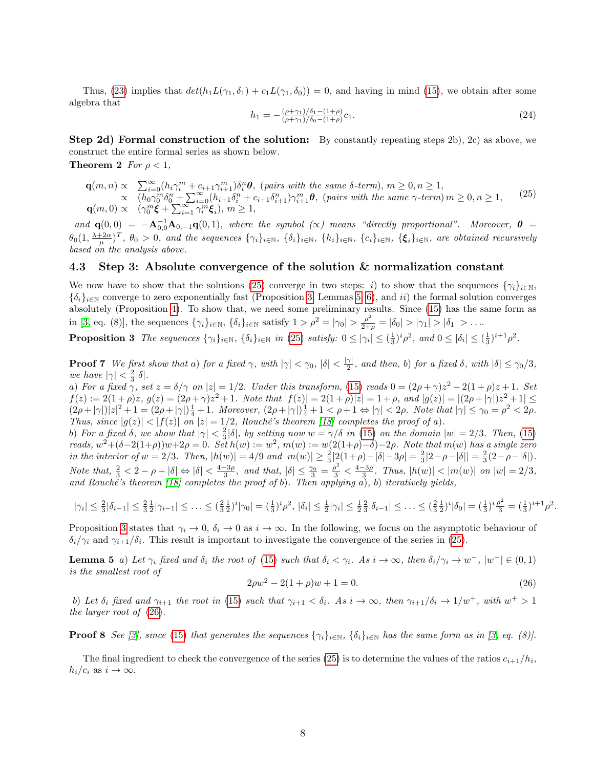Thus, (23) implies that $det(h_1 L(\gamma_1,\delta_1)+c_1 L(\gamma_1,\delta_0))=0$, and having in mind (15), we obtain after some algebra that

$$h_1=-\frac{(\rho+\gamma_1)/\delta_1-(1+\rho)}{(\rho+\gamma_1)/\delta_0-(1+\rho)}c_1. \tag{24}$$

**Step 2d) Formal construction of the solution:** By constantly repeating steps 2b), 2c) as above, we construct the entire formal series as shown below.

**Theorem 2** *For $\rho<1$,*

$$\begin{array}{ll}\mathbf{q}(m,n)\propto & \sum_{i=0}^{\infty}(h_i\gamma_i^m+c_{i+1}\gamma_{i+1}^m)\delta_i^n\boldsymbol{\theta},\ \text{(pairs with the same } \delta\text{-term)},\ m\geq 0, n\geq 1,\\ \propto & (h_0\gamma_0^m\delta_0^n+\sum_{i=0}^{\infty}(h_{i+1}\delta_i^n+c_{i+1}\delta_{i+1}^n)\gamma_{i+1}^m\boldsymbol{\theta},\ \text{(pairs with the same } \gamma\text{-term)}\ m\geq 0, n\geq 1,\\ \mathbf{q}(m,0)\propto & (\gamma_0^m\boldsymbol{\xi}+\sum_{i=1}^{\infty}\gamma_i^m\boldsymbol{\xi}_i),\ m\geq 1,\end{array} \tag{25}$$

*and $\mathbf{q}(0,0)=-\mathbf{A}_{0,0}^{-1}\mathbf{A}_{0,-1}\mathbf{q}(0,1)$, where the symbol $(\propto)$ means "directly proportional". Moreover, $\boldsymbol{\theta}=\theta_0(1,\frac{\lambda+2\alpha}{\mu})^T$, $\theta_0>0$, and the sequences $\{\gamma_i\}_{i\in\mathbb{N}}$, $\{\delta_i\}_{i\in\mathbb{N}}$, $\{h_i\}_{i\in\mathbb{N}}$, $\{c_i\}_{i\in\mathbb{N}}$, $\{\boldsymbol{\xi}_i\}_{i\in\mathbb{N}}$, are obtained recursively based on the analysis above.*

### 4.3 Step 3: Absolute convergence of the solution & normalization constant

We now have to show that the solutions (25) converge in two steps: *i)* to show that the sequences $\{\gamma_i\}_{i\in\mathbb{N}}$, $\{\delta_i\}_{i\in\mathbb{N}}$ converge to zero exponentially fast (Proposition 3, Lemmas 5, 6), and *ii)* the formal solution converges absolutely (Proposition 4). To show that, we need some preliminary results. Since (15) has the same form as in [3, eq. (8)], the sequences $\{\gamma_i\}_{i\in\mathbb{N}}$, $\{\delta_i\}_{i\in\mathbb{N}}$ satisfy $1>\rho^2=|\gamma_0|>\frac{\rho^2}{2+\rho}=|\delta_0|>|\gamma_1|>|\delta_1|>\ldots$.

**Proposition 3** *The sequences $\{\gamma_i\}_{i\in\mathbb{N}}$, $\{\delta_i\}_{i\in\mathbb{N}}$ in (25) satisfy: $0\leq|\gamma_i|\leq(\frac{1}{3})^i\rho^2$, and $0\leq|\delta_i|\leq(\frac{1}{3})^{i+1}\rho^2$.*

**Proof 7** *We first show that a) for a fixed $\gamma$, with $|\gamma|<\gamma_0$, $|\delta|<\frac{|\gamma|}{2}$, and then, b) for a fixed $\delta$, with $|\delta|\leq\gamma_0/3$, we have $|\gamma|<\frac{2}{3}|\delta|$.*
*a) For a fixed $\gamma$, set $z=\delta/\gamma$ on $|z|=1/2$. Under this transform, (15) reads $0=(2\rho+\gamma)z^2-2(1+\rho)z+1$. Set $f(z):=2(1+\rho)z$, $g(z)=(2\rho+\gamma)z^2+1$. Note that $|f(z)|=2(1+\rho)|z|=1+\rho$, and $|g(z)|=|(2\rho+|\gamma|)z^2+1|\leq(2\rho+|\gamma|)|z|^2+1=(2\rho+|\gamma|)\frac{1}{4}+1$. Moreover, $(2\rho+|\gamma|)\frac{1}{4}+1<\rho+1\Leftrightarrow|\gamma|<2\rho$. Note that $|\gamma|\leq\gamma_0=\rho^2<2\rho$. Thus, since $|g(z)|<|f(z)|$ on $|z|=1/2$, Rouché's theorem [18] completes the proof of a).*
*b) For a fixed $\delta$, we show that $|\gamma|<\frac{2}{3}|\delta|$, by setting now $w=\gamma/\delta$ in (15) on the domain $|w|=2/3$. Then, (15) reads, $w^2+(\delta-2(1+\rho))w+2\rho=0$. Set $h(w):=w^2$, $m(w):=w(2(1+\rho)-\delta)-2\rho$. Note that $m(w)$ has a single zero in the interior of $w=2/3$. Then, $|h(w)|=4/9$ and $|m(w)|\geq\frac{2}{3}|2(1+\rho)-|\delta|-3\rho|=\frac{2}{3}|2-\rho-|\delta||=\frac{2}{3}(2-\rho-|\delta|)$. Note that, $\frac{2}{3}<2-\rho-|\delta|\Leftrightarrow|\delta|<\frac{4-3\rho}{3}$, and that, $|\delta|\leq\frac{\gamma_0}{3}=\frac{\rho^2}{3}<\frac{4-3\rho}{3}$. Thus, $|h(w)|<|m(w)|$ on $|w|=2/3$, and Rouché's theorem [18] completes the proof of b). Then applying a), b) iteratively yields,*

$$|\gamma_i|\leq\tfrac{2}{3}|\delta_{i-1}|\leq\tfrac{2}{3}\tfrac{1}{2}|\gamma_{i-1}|\leq\ldots\leq(\tfrac{2}{3}\tfrac{1}{2})^i|\gamma_0|=(\tfrac{1}{3})^i\rho^2,\ |\delta_i|\leq\tfrac{1}{2}|\gamma_i|\leq\tfrac{1}{2}\tfrac{2}{3}|\delta_{i-1}|\leq\ldots\leq(\tfrac{2}{3}\tfrac{1}{2})^i|\delta_0|=(\tfrac{1}{3})^i\tfrac{\rho^2}{3}=(\tfrac{1}{3})^{i+1}\rho^2.$$

Proposition 3 states that $\gamma_i\to 0$, $\delta_i\to 0$ as $i\to\infty$. In the following, we focus on the asymptotic behaviour of $\delta_i/\gamma_i$ and $\gamma_{i+1}/\delta_i$. This result is important to investigate the convergence of the series in (25).

**Lemma 5** *a) Let $\gamma_i$ fixed and $\delta_i$ the root of (15) such that $\delta_i<\gamma_i$. As $i\to\infty$, then $\delta_i/\gamma_i\to w^-$, $|w^-|\in(0,1)$ is the smallest root of*

$$2\rho w^2-2(1+\rho)w+1=0. \tag{26}$$

*b) Let $\delta_i$ fixed and $\gamma_{i+1}$ the root in (15) such that $\gamma_{i+1}<\delta_i$. As $i\to\infty$, then $\gamma_{i+1}/\delta_i\to 1/w^+$, with $w^+>1$ the larger root of (26).*

**Proof 8** *See [3], since (15) that generates the sequences $\{\gamma_i\}_{i\in\mathbb{N}}$, $\{\delta_i\}_{i\in\mathbb{N}}$ has the same form as in [3, eq. (8)].*

The final ingredient to check the convergence of the series (25) is to determine the values of the ratios $c_{i+1}/h_i$, $h_i/c_i$ as $i\to\infty$.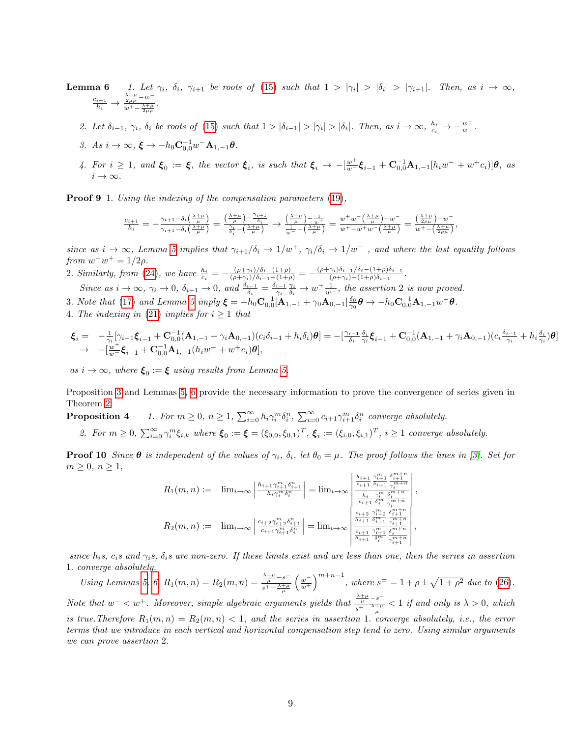**Lemma 6**

1. *Let $\gamma_i$, $\delta_i$, $\gamma_{i+1}$ be roots of (15) such that $1 > |\gamma_i| > |\delta_i| > |\gamma_{i+1}|$. Then, as $i \to \infty$, $\frac{c_{i+1}}{h_i} \to \frac{\frac{\lambda+\mu}{2\mu\rho} - w^-}{w^+ - \frac{\lambda+\mu}{2\mu\rho}}$.*

2. *Let $\delta_{i-1}$, $\gamma_i$, $\delta_i$ be roots of (15) such that $1 > |\delta_{i-1}| > |\gamma_i| > |\delta_i|$. Then, as $i \to \infty$, $\frac{h_i}{c_i} \to -\frac{w^+}{w^-}$.*

3. *As $i \to \infty$, $\boldsymbol{\xi} \to -h_0 \mathbf{C}_{0,0}^{-1} w^- \mathbf{A}_{1,-1}\boldsymbol{\theta}$.*

4. *For $i \geq 1$, and $\boldsymbol{\xi}_0 := \boldsymbol{\xi}$, the vector $\boldsymbol{\xi}_i$, is such that $\boldsymbol{\xi}_i \to -[\frac{w^+}{w^-}\boldsymbol{\xi}_{i-1} + \mathbf{C}_{0,0}^{-1}\mathbf{A}_{1,-1}[h_i w^- + w^+ c_i)]\boldsymbol{\theta}$, as $i \to \infty$.*

**Proof 9** 1. *Using the indexing of the compensation parameters (19),*

$$\frac{c_{i+1}}{h_i} = -\frac{\gamma_{i+1} - \delta_i\left(\frac{\lambda+\mu}{\mu}\right)}{\gamma_{i+1} - \delta_i\left(\frac{\lambda+\mu}{\mu}\right)} = \frac{\left(\frac{\lambda+\mu}{\mu}\right) - \frac{\gamma_{i+1}}{\delta_i}}{\frac{\gamma_i}{\delta_i} - \left(\frac{\lambda+\mu}{\mu}\right)} \to \frac{\left(\frac{\lambda+\mu}{\mu}\right) - \frac{1}{w^+}}{\frac{1}{w^-} - \left(\frac{\lambda+\mu}{\mu}\right)} = \frac{w^+ w^-\left(\frac{\lambda+\mu}{\mu}\right) - w^-}{w^+ - w^+ w^-\left(\frac{\lambda+\mu}{\mu}\right)} = \frac{\left(\frac{\lambda+\mu}{2\rho\mu}\right) - w^-}{w^+ - \left(\frac{\lambda+\mu}{2\rho\mu}\right)},$$

*since as $i \to \infty$, Lemma 5 implies that $\gamma_{i+1}/\delta_i \to 1/w^+$, $\gamma_i/\delta_i \to 1/w^-$ , and where the last equality follows from $w^- w^+ = 1/2\rho$.*

2. *Similarly, from (24), we have $\frac{h_i}{c_i} = -\frac{(\rho+\gamma_i)/\delta_i - (1+\rho)}{(\rho+\gamma_i)/\delta_{i-1} - (1+\rho)} = -\frac{(\rho+\gamma_i)\delta_{i-1}/\delta_i - (1+\rho)\delta_{i-1}}{(\rho+\gamma_i) - (1+\rho)\delta_{i-1}}$.*

   *Since as $i \to \infty$, $\gamma_i \to 0$, $\delta_{i-1} \to 0$, and $\frac{\delta_{i-1}}{\delta_i} = \frac{\delta_{i-1}}{\gamma_i}\frac{\gamma_i}{\delta_i} \to w^+ \frac{1}{w^-}$, the assertion 2 is now proved.*

3. *Note that (17) and Lemma 5 imply $\boldsymbol{\xi} = -h_0 \mathbf{C}_{0,0}^{-1}[\mathbf{A}_{1,-1} + \gamma_0 \mathbf{A}_{0,-1}]\frac{\delta_0}{\gamma_0}\boldsymbol{\theta} \to -h_0 \mathbf{C}_{0,0}^{-1}\mathbf{A}_{1,-1} w^- \boldsymbol{\theta}$.*

4. *The indexing in (21) implies for $i \geq 1$ that*

$$\begin{aligned}\boldsymbol{\xi}_i = & -\frac{1}{\gamma_i}[\gamma_{i-1}\boldsymbol{\xi}_{i-1} + \mathbf{C}_{0,0}^{-1}(\mathbf{A}_{1,-1} + \gamma_i \mathbf{A}_{0,-1})(c_i \delta_{i-1} + h_i \delta_i)\boldsymbol{\theta}] = -[\frac{\gamma_{i-1}}{\delta_i}\frac{\delta_i}{\gamma_i}\boldsymbol{\xi}_{i-1} + \mathbf{C}_{0,0}^{-1}(\mathbf{A}_{1,-1} + \gamma_i \mathbf{A}_{0,-1})(c_i \frac{\delta_{i-1}}{\gamma_i} + h_i \frac{\delta_i}{\gamma_i})\boldsymbol{\theta}] \\ \to & -[\frac{w^+}{w^-}\boldsymbol{\xi}_{i-1} + \mathbf{C}_{0,0}^{-1}\mathbf{A}_{1,-1}(h_i w^- + w^+ c_i)\boldsymbol{\theta}],\end{aligned}$$

*as $i \to \infty$, where $\boldsymbol{\xi}_0 := \boldsymbol{\xi}$ using results from Lemma 5.*

Proposition 3 and Lemmas 5, 6 provide the necessary information to prove the convergence of series given in Theorem 2.

**Proposition 4**

1. *For $m \geq 0$, $n \geq 1$, $\sum_{i=0}^{\infty} h_i \gamma_i^m \delta_i^n$, $\sum_{i=0}^{\infty} c_{i+1}\gamma_{i+1}^m \delta_i^n$ converge absolutely.*

2. *For $m \geq 0$, $\sum_{i=0}^{\infty} \gamma_i^m \xi_{i,k}$ where $\boldsymbol{\xi}_0 := \boldsymbol{\xi} = (\xi_{0,0}, \xi_{0,1})^T$, $\boldsymbol{\xi}_i := (\xi_{i,0}, \xi_{i,1})^T$, $i \geq 1$ converge absolutely.*

**Proof 10** *Since $\boldsymbol{\theta}$ is independent of the values of $\gamma_i$, $\delta_i$, let $\theta_0 = \mu$. The proof follows the lines in [3]. Set for $m \geq 0$, $n \geq 1$,*

$$\begin{aligned}R_1(m,n) := & \lim_{i\to\infty}\left|\frac{h_{i+1}\gamma_{i+1}^m \delta_{i+1}^n}{h_i \gamma_i^m \delta_i^n}\right| = \lim_{i\to\infty}\left|\frac{\frac{h_{i+1}}{c_{i+1}}\frac{\gamma_{i+1}^m}{\delta_{i+1}^m}\frac{\delta_{i+1}^{m+n}}{\gamma_i^{m+n}}}{\frac{h_i}{c_{i+1}}\frac{\gamma_i^m}{\delta_i^m}\frac{\delta_i^{m+n}}{\gamma_i^{m+n}}}\right|, \\ R_2(m,n) := & \lim_{i\to\infty}\left|\frac{c_{i+2}\gamma_{i+2}^m \delta_{i+1}^n}{c_{i+1}\gamma_{i+1}^m \delta_i^n}\right| = \lim_{i\to\infty}\left|\frac{\frac{c_{i+2}}{h_{i+1}}\frac{\gamma_{i+2}^m}{\delta_{i+1}^m}\frac{\delta_{i+1}^{m+n}}{\gamma_{i+1}^{m+n}}}{\frac{c_{i+1}}{h_{i+1}}\frac{\gamma_{i+1}^m}{\delta_i^m}\frac{\delta_i^{m+n}}{\gamma_{i+1}^{m+n}}}\right|,\end{aligned}$$

*since $h_i$s, $c_i$s and $\gamma_i$s, $\delta_i$s are non-zero. If these limits exist and are less than one, then the series in assertion 1. converge absolutely.*

*Using Lemmas 5, 6, $R_1(m,n) = R_2(m,n) = \frac{\frac{\lambda+\mu}{\mu} - s^-}{s^+ - \frac{\lambda+\mu}{\mu}}\left(\frac{w^-}{w^+}\right)^{m+n-1}$, where $s^{\pm} = 1 + \rho \pm \sqrt{1+\rho^2}$ due to (26). Note that $w^- < w^+$. Moreover, simple algebraic arguments yields that $\frac{\frac{\lambda+\mu}{\mu} - s^-}{s^+ - \frac{\lambda+\mu}{\mu}} < 1$ if and only is $\lambda > 0$, which is true.Therefore $R_1(m,n) = R_2(m,n) < 1$, and the series in assertion 1. converge absolutely, i.e., the error terms that we introduce in each vertical and horizontal compensation step tend to zero. Using similar arguments we can prove assertion 2.*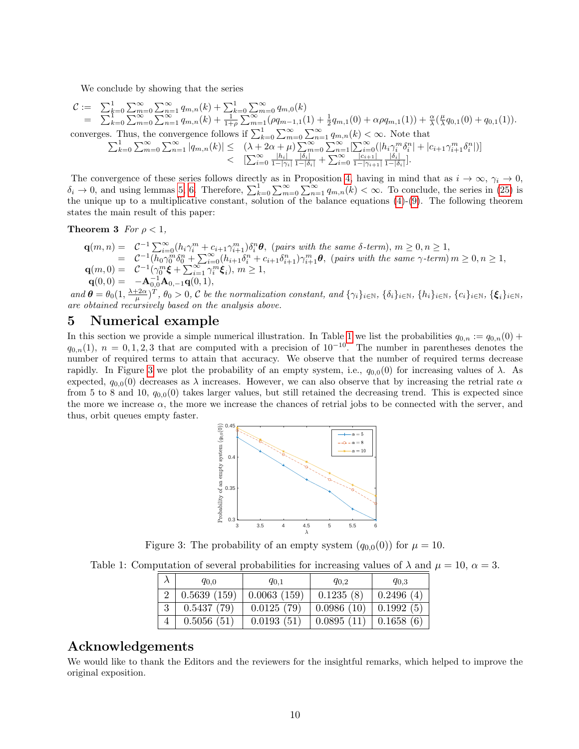We conclude by showing that the series

$$
\begin{aligned}
\mathcal{C} := & \sum_{k=0}^{1}\sum_{m=0}^{\infty}\sum_{n=1}^{\infty} q_{m,n}(k) + \sum_{k=0}^{1}\sum_{m=0}^{\infty} q_{m,0}(k) \\
= & \sum_{k=0}^{1}\sum_{m=0}^{\infty}\sum_{n=1}^{\infty} q_{m,n}(k) + \frac{1}{1+\rho}\sum_{m=1}^{\infty}(\rho q_{m-1,1}(1) + \frac{1}{2}q_{m,1}(0) + \alpha\rho q_{m,1}(1)) + \frac{\alpha}{\lambda}(\frac{\mu}{\lambda}q_{0,1}(0) + q_{0,1}(1)).
\end{aligned}
$$

converges. Thus, the convergence follows if $\sum_{k=0}^{1}\sum_{m=0}^{\infty}\sum_{n=1}^{\infty} q_{m,n}(k) < \infty$. Note that

$$
\begin{aligned}
\sum_{k=0}^{1}\sum_{m=0}^{\infty}\sum_{n=1}^{\infty} |q_{m,n}(k)| \leq & \ (\lambda + 2\alpha + \mu)\sum_{m=0}^{\infty}\sum_{n=1}^{\infty}[\sum_{i=0}^{\infty}(|h_i\gamma_i^m\delta_i^n| + |c_{i+1}\gamma_{i+1}^m\delta_i^n|)] \\
< & \ [\sum_{i=0}^{\infty}\frac{|h_i|}{1-|\gamma_i|}\frac{|\delta_i|}{1-|\delta_i|} + \sum_{i=0}^{\infty}\frac{|c_{i+1}|}{1-|\gamma_{i+1}|}\frac{|\delta_i|}{1-|\delta_i|}].
\end{aligned}
$$

The convergence of these series follows directly as in Proposition 4, having in mind that as $i \to \infty$, $\gamma_i \to 0$, $\delta_i \to 0$, and using lemmas 5, 6. Therefore, $\sum_{k=0}^{1}\sum_{m=0}^{\infty}\sum_{n=1}^{\infty} q_{m,n}(k) < \infty$. To conclude, the series in (25) is the unique up to a multiplicative constant, solution of the balance equations (4)-(9). The following theorem states the main result of this paper:

**Theorem 3** *For $\rho < 1$,*

$$
\begin{aligned}
\mathbf{q}(m,n) = & \ \mathcal{C}^{-1}\sum_{i=0}^{\infty}(h_i\gamma_i^m + c_{i+1}\gamma_{i+1}^m)\delta_i^n\boldsymbol{\theta}, \ (\textit{pairs with the same } \delta\textit{-term}),\ m \geq 0, n \geq 1, \\
= & \ \mathcal{C}^{-1}(h_0\gamma_0^m\delta_0^n + \sum_{i=0}^{\infty}(h_{i+1}\delta_i^n + c_{i+1}\delta_{i+1}^n)\gamma_{i+1}^m\boldsymbol{\theta}, \ (\textit{pairs with the same } \gamma\textit{-term})\ m \geq 0, n \geq 1, \\
\mathbf{q}(m,0) = & \ \mathcal{C}^{-1}(\gamma_0^m\boldsymbol{\xi} + \sum_{i=1}^{\infty}\gamma_i^m\boldsymbol{\xi}_i),\ m \geq 1, \\
\mathbf{q}(0,0) = & \ -\mathbf{A}_{0,0}^{-1}\mathbf{A}_{0,-1}\mathbf{q}(0,1),
\end{aligned}
$$

*and $\boldsymbol{\theta} = \theta_0(1, \frac{\lambda+2\alpha}{\mu})^T$, $\theta_0 > 0$, $\mathcal{C}$ be the normalization constant, and $\{\gamma_i\}_{i\in\mathbb{N}}$, $\{\delta_i\}_{i\in\mathbb{N}}$, $\{h_i\}_{i\in\mathbb{N}}$, $\{c_i\}_{i\in\mathbb{N}}$, $\{\boldsymbol{\xi}_i\}_{i\in\mathbb{N}}$, are obtained recursively based on the analysis above.*

# 5 Numerical example

In this section we provide a simple numerical illustration. In Table 1 we list the probabilities $q_{0,n} := q_{0,n}(0) + q_{0,n}(1)$, $n = 0, 1, 2, 3$ that are computed with a precision of $10^{-10}$. The number in parentheses denotes the number of required terms to attain that accuracy. We observe that the number of required terms decrease rapidly. In Figure 3 we plot the probability of an empty system, i.e., $q_{0,0}(0)$ for increasing values of $\lambda$. As expected, $q_{0,0}(0)$ decreases as $\lambda$ increases. However, we can also observe that by increasing the retrial rate $\alpha$ from 5 to 8 and 10, $q_{0,0}(0)$ takes larger values, but still retained the decreasing trend. This is expected since the more we increase $\alpha$, the more we increase the chances of retrial jobs to be connected with the server, and thus, orbit queues empty faster.

Figure 3: The probability of an empty system ($q_{0,0}(0)$) for $\mu = 10$.

Table 1: Computation of several probabilities for increasing values of $\lambda$ and $\mu = 10$, $\alpha = 3$.

| $\lambda$ | $q_{0,0}$ | $q_{0,1}$ | $q_{0,2}$ | $q_{0,3}$ |
|---|---|---|---|---|
| 2 | 0.5639 (159) | 0.0063 (159) | 0.1235 (8) | 0.2496 (4) |
| 3 | 0.5437 (79) | 0.0125 (79) | 0.0986 (10) | 0.1992 (5) |
| 4 | 0.5056 (51) | 0.0193 (51) | 0.0895 (11) | 0.1658 (6) |

## Acknowledgements

We would like to thank the Editors and the reviewers for the insightful remarks, which helped to improve the original exposition.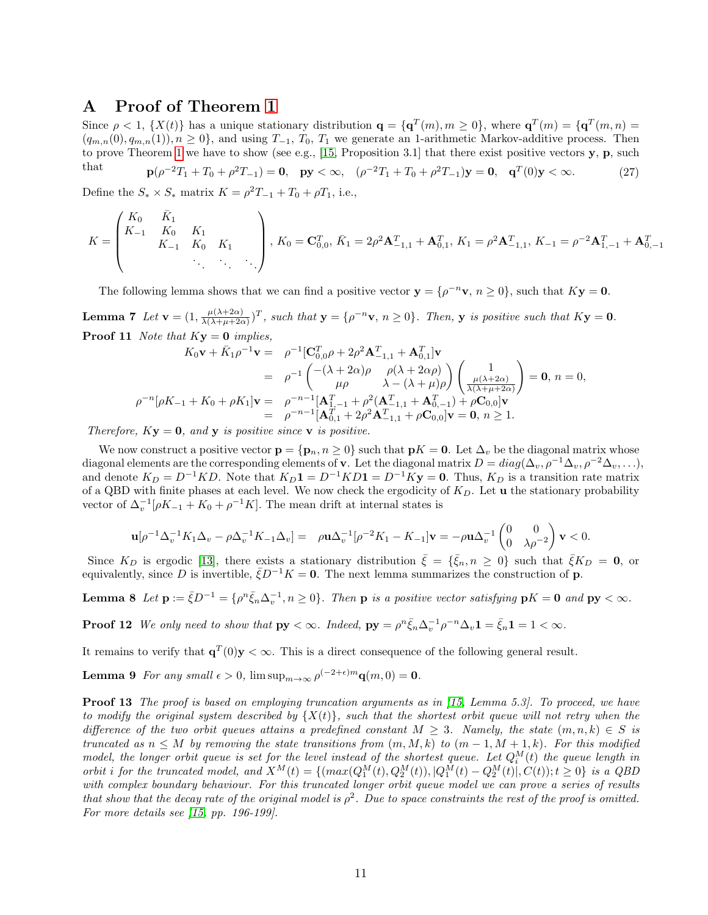# A Proof of Theorem 1

Since $\rho < 1$, $\{X(t)\}$ has a unique stationary distribution $\mathbf{q} = \{\mathbf{q}^T(m), m \geq 0\}$, where $\mathbf{q}^T(m) = \{\mathbf{q}^T(m,n) = (q_{m,n}(0), q_{m,n}(1)), n \geq 0\}$, and using $T_{-1}$, $T_0$, $T_1$ we generate an 1-arithmetic Markov-additive process. Then to prove Theorem 1 we have to show (see e.g., [15, Proposition 3.1] that there exist positive vectors $\mathbf{y}$, $\mathbf{p}$, such that

$$\mathbf{p}(\rho^{-2}T_1 + T_0 + \rho^2 T_{-1}) = \mathbf{0}, \quad \mathbf{p}\mathbf{y} < \infty, \quad (\rho^{-2}T_1 + T_0 + \rho^2 T_{-1})\mathbf{y} = \mathbf{0}, \quad \mathbf{q}^T(0)\mathbf{y} < \infty. \tag{27}$$

Define the $S_* \times S_*$ matrix $K = \rho^2 T_{-1} + T_0 + \rho T_1$, i.e.,

$$K = \begin{pmatrix} K_0 & \bar{K}_1 & & & \\ K_{-1} & K_0 & K_1 & & \\ & K_{-1} & K_0 & K_1 & \\ & & \ddots & \ddots & \ddots \end{pmatrix}, \; K_0 = \mathbf{C}_{0,0}^T, \; \bar{K}_1 = 2\rho^2 \mathbf{A}_{-1,1}^T + \mathbf{A}_{0,1}^T, \; K_1 = \rho^2 \mathbf{A}_{-1,1}^T, \; K_{-1} = \rho^{-2}\mathbf{A}_{1,-1}^T + \mathbf{A}_{0,-1}^T$$

The following lemma shows that we can find a positive vector $\mathbf{y} = \{\rho^{-n}\mathbf{v}, n \geq 0\}$, such that $K\mathbf{y} = \mathbf{0}$.

**Lemma 7** *Let $\mathbf{v} = (1, \frac{\mu(\lambda+2\alpha)}{\lambda(\lambda+\mu+2\alpha)})^T$, such that $\mathbf{y} = \{\rho^{-n}\mathbf{v}, n \geq 0\}$. Then, $\mathbf{y}$ is positive such that $K\mathbf{y} = \mathbf{0}$.*

**Proof 11** *Note that $K\mathbf{y} = \mathbf{0}$ implies,*

$$\begin{aligned}
K_0\mathbf{v} + \bar{K}_1\rho^{-1}\mathbf{v} &= \rho^{-1}[\mathbf{C}_{0,0}^T\rho + 2\rho^2\mathbf{A}_{-1,1}^T + \mathbf{A}_{0,1}^T]\mathbf{v} \\
&= \rho^{-1}\begin{pmatrix} -(\lambda+2\alpha)\rho & \rho(\lambda+2\alpha\rho) \\ \mu\rho & \lambda-(\lambda+\mu)\rho \end{pmatrix}\begin{pmatrix} 1 \\ \frac{\mu(\lambda+2\alpha)}{\lambda(\lambda+\mu+2\alpha)} \end{pmatrix} = \mathbf{0}, \; n = 0, \\
\rho^{-n}[\rho K_{-1} + K_0 + \rho K_1]\mathbf{v} &= \rho^{-n-1}[\mathbf{A}_{1,-1}^T + \rho^2(\mathbf{A}_{-1,1}^T + \mathbf{A}_{0,-1}^T) + \rho\mathbf{C}_{0,0}]\mathbf{v} \\
&= \rho^{-n-1}[\mathbf{A}_{0,1}^T + 2\rho^2\mathbf{A}_{-1,1}^T + \rho\mathbf{C}_{0,0}]\mathbf{v} = \mathbf{0}, \; n \geq 1.
\end{aligned}$$

*Therefore, $K\mathbf{y} = \mathbf{0}$, and $\mathbf{y}$ is positive since $\mathbf{v}$ is positive.*

We now construct a positive vector $\mathbf{p} = \{\mathbf{p}_n, n \geq 0\}$ such that $\mathbf{p}K = \mathbf{0}$. Let $\Delta_v$ be the diagonal matrix whose diagonal elements are the corresponding elements of $\mathbf{v}$. Let the diagonal matrix $D = diag(\Delta_v, \rho^{-1}\Delta_v, \rho^{-2}\Delta_v, \ldots)$, and denote $K_D = D^{-1}KD$. Note that $K_D\mathbf{1} = D^{-1}KD\mathbf{1} = D^{-1}K\mathbf{y} = \mathbf{0}$. Thus, $K_D$ is a transition rate matrix of a QBD with finite phases at each level. We now check the ergodicity of $K_D$. Let $\mathbf{u}$ the stationary probability vector of $\Delta_v^{-1}[\rho K_{-1} + K_0 + \rho^{-1}K]$. The mean drift at internal states is

$$\mathbf{u}[\rho^{-1}\Delta_v^{-1}K_1\Delta_v - \rho\Delta_v^{-1}K_{-1}\Delta_v] = \quad \rho\mathbf{u}\Delta_v^{-1}[\rho^{-2}K_1 - K_{-1}]\mathbf{v} = -\rho\mathbf{u}\Delta_v^{-1}\begin{pmatrix} 0 & 0 \\ 0 & \lambda\rho^{-2} \end{pmatrix}\mathbf{v} < 0.$$

Since $K_D$ is ergodic [13], there exists a stationary distribution $\bar{\xi} = \{\bar{\xi}_n, n \geq 0\}$ such that $\bar{\xi}K_D = \mathbf{0}$, or equivalently, since $D$ is invertible, $\bar{\xi}D^{-1}K = \mathbf{0}$. The next lemma summarizes the construction of $\mathbf{p}$.

**Lemma 8** *Let $\mathbf{p} := \bar{\xi}D^{-1} = \{\rho^n\bar{\xi}_n\Delta_v^{-1}, n \geq 0\}$. Then $\mathbf{p}$ is a positive vector satisfying $\mathbf{p}K = \mathbf{0}$ and $\mathbf{p}\mathbf{y} < \infty$.*

**Proof 12** *We only need to show that $\mathbf{p}\mathbf{y} < \infty$. Indeed, $\mathbf{p}\mathbf{y} = \rho^n\bar{\xi}_n\Delta_v^{-1}\rho^{-n}\Delta_v\mathbf{1} = \bar{\xi}_n\mathbf{1} = 1 < \infty$.*

It remains to verify that $\mathbf{q}^T(0)\mathbf{y} < \infty$. This is a direct consequence of the following general result.

**Lemma 9** *For any small $\epsilon > 0$, $\limsup_{m\to\infty}\rho^{(-2+\epsilon)m}\mathbf{q}(m,0) = \mathbf{0}$.*

**Proof 13** *The proof is based on employing truncation arguments as in [15, Lemma 5.3]. To proceed, we have to modify the original system described by $\{X(t)\}$, such that the shortest orbit queue will not retry when the difference of the two orbit queues attains a predefined constant $M \geq 3$. Namely, the state $(m,n,k) \in S$ is truncated as $n \leq M$ by removing the state transitions from $(m,M,k)$ to $(m-1,M+1,k)$. For this modified model, the longer orbit queue is set for the level instead of the shortest queue. Let $Q_i^M(t)$ the queue length in orbit $i$ for the truncated model, and $X^M(t) = \{(max(Q_1^M(t), Q_2^M(t)), |Q_1^M(t) - Q_2^M(t)|, C(t)); t \geq 0\}$ is a QBD with complex boundary behaviour. For this truncated longer orbit queue model we can prove a series of results that show that the decay rate of the original model is $\rho^2$. Due to space constraints the rest of the proof is omitted. For more details see [15, pp. 196-199].*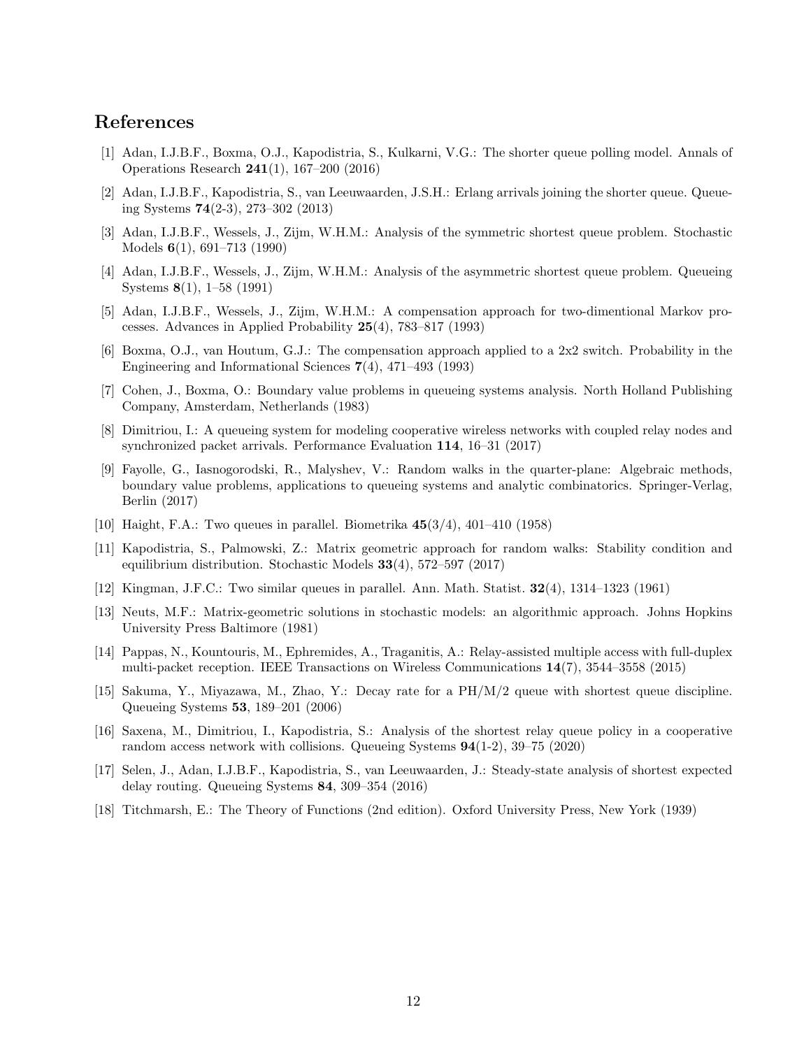## References

[1] Adan, I.J.B.F., Boxma, O.J., Kapodistria, S., Kulkarni, V.G.: The shorter queue polling model. Annals of Operations Research **241**(1), 167–200 (2016)

[2] Adan, I.J.B.F., Kapodistria, S., van Leeuwaarden, J.S.H.: Erlang arrivals joining the shorter queue. Queueing Systems **74**(2-3), 273–302 (2013)

[3] Adan, I.J.B.F., Wessels, J., Zijm, W.H.M.: Analysis of the symmetric shortest queue problem. Stochastic Models **6**(1), 691–713 (1990)

[4] Adan, I.J.B.F., Wessels, J., Zijm, W.H.M.: Analysis of the asymmetric shortest queue problem. Queueing Systems **8**(1), 1–58 (1991)

[5] Adan, I.J.B.F., Wessels, J., Zijm, W.H.M.: A compensation approach for two-dimentional Markov processes. Advances in Applied Probability **25**(4), 783–817 (1993)

[6] Boxma, O.J., van Houtum, G.J.: The compensation approach applied to a 2x2 switch. Probability in the Engineering and Informational Sciences **7**(4), 471–493 (1993)

[7] Cohen, J., Boxma, O.: Boundary value problems in queueing systems analysis. North Holland Publishing Company, Amsterdam, Netherlands (1983)

[8] Dimitriou, I.: A queueing system for modeling cooperative wireless networks with coupled relay nodes and synchronized packet arrivals. Performance Evaluation **114**, 16–31 (2017)

[9] Fayolle, G., Iasnogorodski, R., Malyshev, V.: Random walks in the quarter-plane: Algebraic methods, boundary value problems, applications to queueing systems and analytic combinatorics. Springer-Verlag, Berlin (2017)

[10] Haight, F.A.: Two queues in parallel. Biometrika **45**(3/4), 401–410 (1958)

[11] Kapodistria, S., Palmowski, Z.: Matrix geometric approach for random walks: Stability condition and equilibrium distribution. Stochastic Models **33**(4), 572–597 (2017)

[12] Kingman, J.F.C.: Two similar queues in parallel. Ann. Math. Statist. **32**(4), 1314–1323 (1961)

[13] Neuts, M.F.: Matrix-geometric solutions in stochastic models: an algorithmic approach. Johns Hopkins University Press Baltimore (1981)

[14] Pappas, N., Kountouris, M., Ephremides, A., Traganitis, A.: Relay-assisted multiple access with full-duplex multi-packet reception. IEEE Transactions on Wireless Communications **14**(7), 3544–3558 (2015)

[15] Sakuma, Y., Miyazawa, M., Zhao, Y.: Decay rate for a PH/M/2 queue with shortest queue discipline. Queueing Systems **53**, 189–201 (2006)

[16] Saxena, M., Dimitriou, I., Kapodistria, S.: Analysis of the shortest relay queue policy in a cooperative random access network with collisions. Queueing Systems **94**(1-2), 39–75 (2020)

[17] Selen, J., Adan, I.J.B.F., Kapodistria, S., van Leeuwaarden, J.: Steady-state analysis of shortest expected delay routing. Queueing Systems **84**, 309–354 (2016)

[18] Titchmarsh, E.: The Theory of Functions (2nd edition). Oxford University Press, New York (1939)